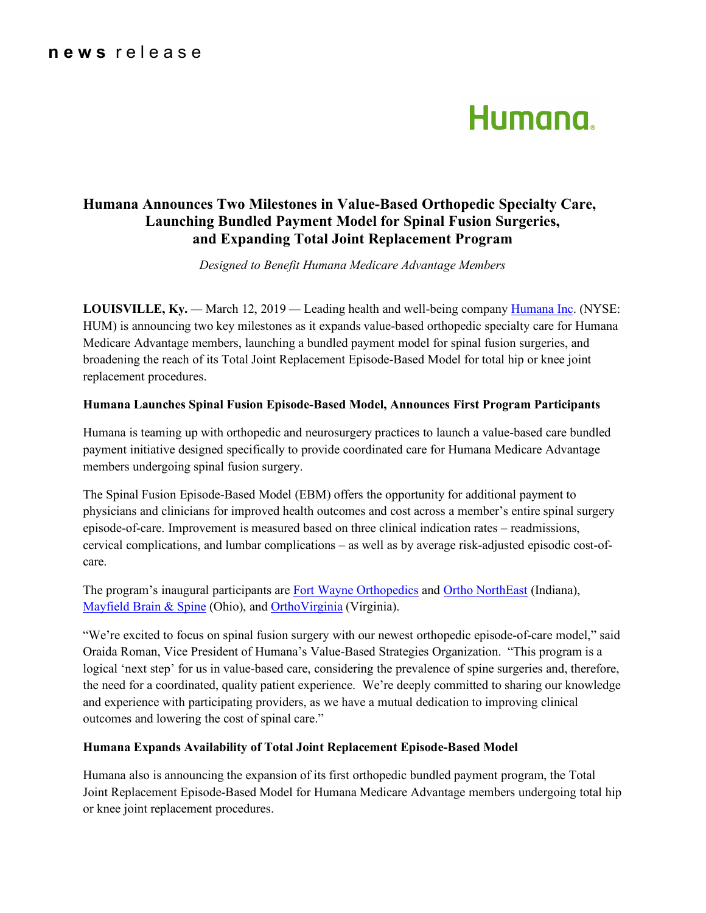**news** release

Humana

# Humana Announces Two Milestones in Value-Based Orthopedic Specialty Care, Launching Bundled Payment Model for Spinal Fusion Surgeries, and Expanding Total Joint Replacement Program

*Designed to Benefit Humana Medicare Advantage Members*

**LOUISVILLE, Ky.** — March 12, 2019 — Leading health and well-being company Humana Inc. (NYSE: HUM) is announcing two key milestones as it expands value-based orthopedic specialty care for Humana Medicare Advantage members, launching a bundled payment model for spinal fusion surgeries, and broadening the reach of its Total Joint Replacement Episode-Based Model for total hip or knee joint replacement procedures.

**Humana Launches Spinal Fusion Episode-Based Model, Announces First Program Participants**

Humana is teaming up with orthopedic and neurosurgery practices to launch a value-based care bundled payment initiative designed specifically to provide coordinated care for Humana Medicare Advantage members undergoing spinal fusion surgery.

The Spinal Fusion Episode-Based Model (EBM) offers the opportunity for additional payment to physicians and clinicians for improved health outcomes and cost across a member's entire spinal surgery episode-of-care. Improvement is measured based on three clinical indication rates – readmissions, cervical complications, and lumbar complications – as well as by average risk-adjusted episodic cost-of-care.

The program's inaugural participants are Fort Wayne Orthopedics and Ortho NorthEast (Indiana), Mayfield Brain & Spine (Ohio), and OrthoVirginia (Virginia).

"We're excited to focus on spinal fusion surgery with our newest orthopedic episode-of-care model," said Oraida Roman, Vice President of Humana's Value-Based Strategies Organization. "This program is a logical 'next step' for us in value-based care, considering the prevalence of spine surgeries and, therefore, the need for a coordinated, quality patient experience. We're deeply committed to sharing our knowledge and experience with participating providers, as we have a mutual dedication to improving clinical outcomes and lowering the cost of spinal care."

**Humana Expands Availability of Total Joint Replacement Episode-Based Model**

Humana also is announcing the expansion of its first orthopedic bundled payment program, the Total Joint Replacement Episode-Based Model for Humana Medicare Advantage members undergoing total hip or knee joint replacement procedures.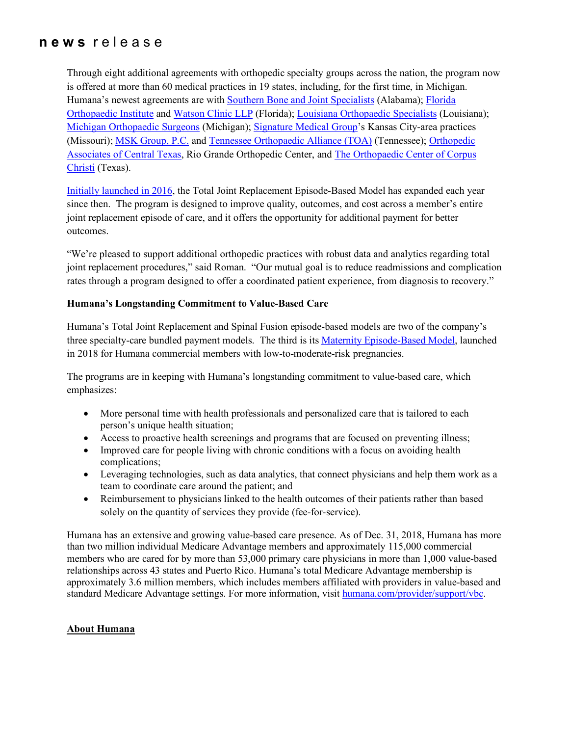Through eight additional agreements with orthopedic specialty groups across the nation, the program now is offered at more than 60 medical practices in 19 states, including, for the first time, in Michigan. Humana's newest agreements are with Southern Bone and Joint Specialists (Alabama); Florida Orthopaedic Institute and Watson Clinic LLP (Florida); Louisiana Orthopaedic Specialists (Louisiana); Michigan Orthopaedic Surgeons (Michigan); Signature Medical Group's Kansas City-area practices (Missouri); MSK Group, P.C. and Tennessee Orthopaedic Alliance (TOA) (Tennessee); Orthopedic Associates of Central Texas, Rio Grande Orthopedic Center, and The Orthopaedic Center of Corpus Christi (Texas).

Initially launched in 2016, the Total Joint Replacement Episode-Based Model has expanded each year since then. The program is designed to improve quality, outcomes, and cost across a member's entire joint replacement episode of care, and it offers the opportunity for additional payment for better outcomes.

"We're pleased to support additional orthopedic practices with robust data and analytics regarding total joint replacement procedures," said Roman. "Our mutual goal is to reduce readmissions and complication rates through a program designed to offer a coordinated patient experience, from diagnosis to recovery."

**Humana's Longstanding Commitment to Value-Based Care**

Humana's Total Joint Replacement and Spinal Fusion episode-based models are two of the company's three specialty-care bundled payment models. The third is its Maternity Episode-Based Model, launched in 2018 for Humana commercial members with low-to-moderate-risk pregnancies.

The programs are in keeping with Humana's longstanding commitment to value-based care, which emphasizes:

- More personal time with health professionals and personalized care that is tailored to each person's unique health situation;
- Access to proactive health screenings and programs that are focused on preventing illness;
- Improved care for people living with chronic conditions with a focus on avoiding health complications;
- Leveraging technologies, such as data analytics, that connect physicians and help them work as a team to coordinate care around the patient; and
- Reimbursement to physicians linked to the health outcomes of their patients rather than based solely on the quantity of services they provide (fee-for-service).

Humana has an extensive and growing value-based care presence. As of Dec. 31, 2018, Humana has more than two million individual Medicare Advantage members and approximately 115,000 commercial members who are cared for by more than 53,000 primary care physicians in more than 1,000 value-based relationships across 43 states and Puerto Rico. Humana's total Medicare Advantage membership is approximately 3.6 million members, which includes members affiliated with providers in value-based and standard Medicare Advantage settings. For more information, visit humana.com/provider/support/vbc.

**About Humana**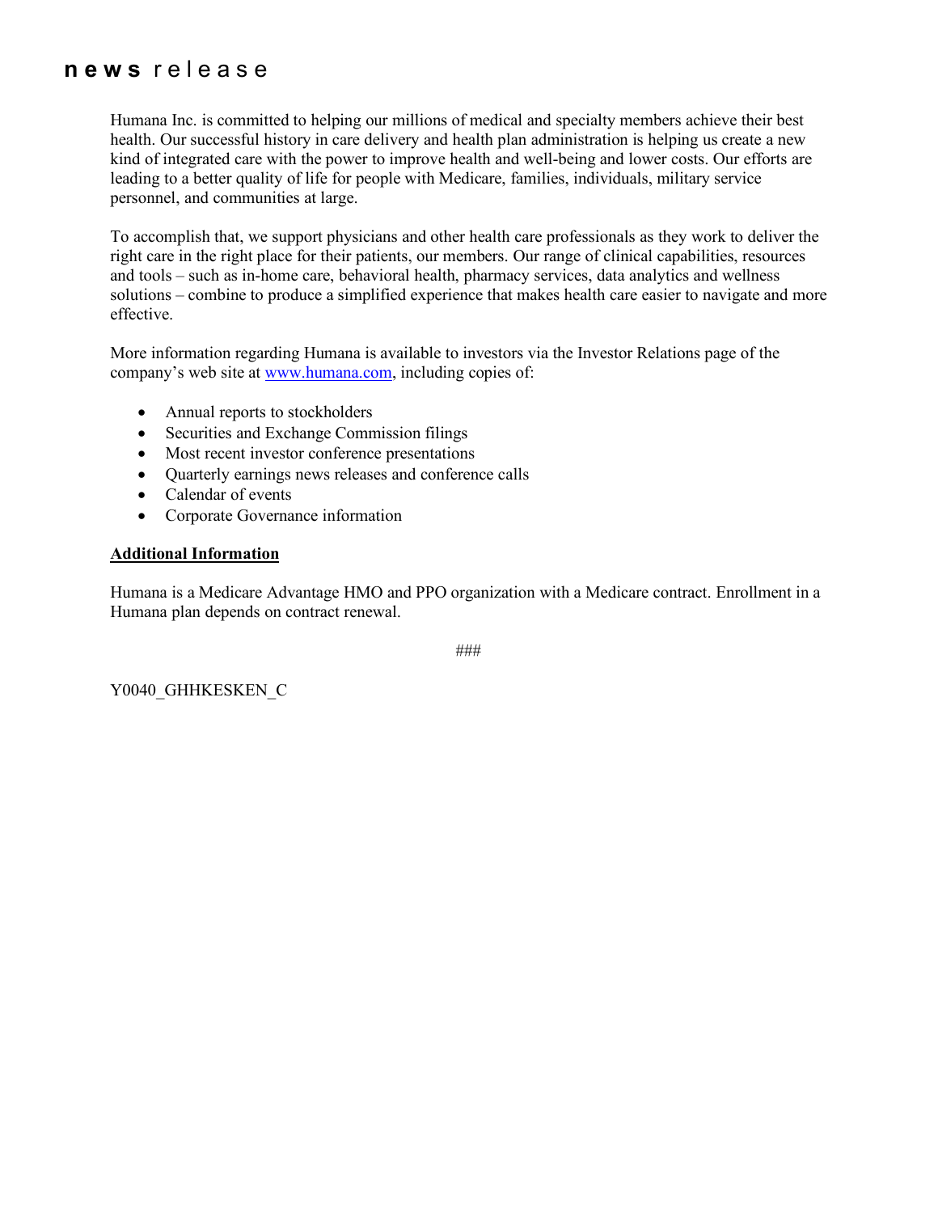Humana Inc. is committed to helping our millions of medical and specialty members achieve their best health. Our successful history in care delivery and health plan administration is helping us create a new kind of integrated care with the power to improve health and well-being and lower costs. Our efforts are leading to a better quality of life for people with Medicare, families, individuals, military service personnel, and communities at large.

To accomplish that, we support physicians and other health care professionals as they work to deliver the right care in the right place for their patients, our members. Our range of clinical capabilities, resources and tools – such as in-home care, behavioral health, pharmacy services, data analytics and wellness solutions – combine to produce a simplified experience that makes health care easier to navigate and more effective.

More information regarding Humana is available to investors via the Investor Relations page of the company's web site at [www.humana.com](http://www.humana.com), including copies of:

- Annual reports to stockholders
- Securities and Exchange Commission filings
- Most recent investor conference presentations
- Quarterly earnings news releases and conference calls
- Calendar of events
- Corporate Governance information

**Additional Information**

Humana is a Medicare Advantage HMO and PPO organization with a Medicare contract. Enrollment in a Humana plan depends on contract renewal.

###

Y0040_GHHKESKEN_C